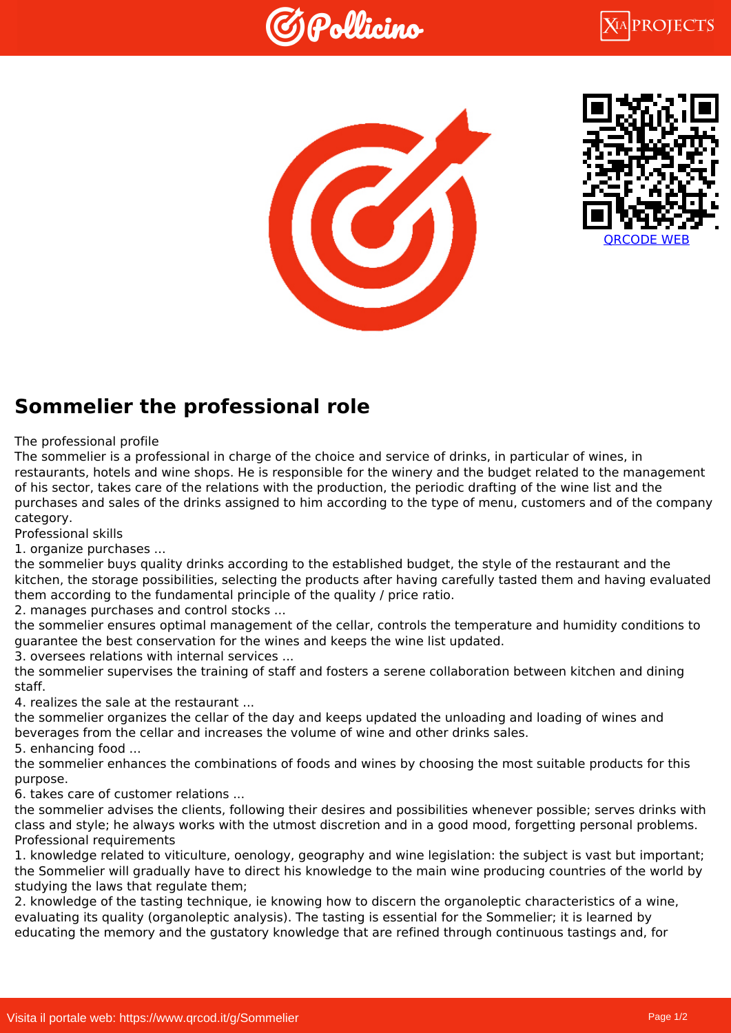## Sommelier the professional role

The professional profile

The sommelier is a professional in charge of the choice and service of drinks, in particular of wines, in restaurants, hotels and wine shops. He is responsible for the winery and the budget related to the management of his sector, takes care of the relations with the production, the periodic drafting of the wine list and the purchases and sales of the drinks assigned to him according to the type of menu, customers and of the company category.

Professional skills

1. organize purchases ...

the sommelier buys quality drinks according to the established budget, the style of the restaurant and the kitchen, the storage possibilities, selecting the products after having carefully tasted them and having evaluated them according to the fundamental principle of the quality / price ratio.

2. manages purchases and control stocks ...

the sommelier ensures optimal management of the cellar, controls the temperature and humidity conditions to guarantee the best conservation for the wines and keeps the wine list updated.

3. oversees relations with internal services ...

the sommelier supervises the training of staff and fosters a serene collaboration between kitchen and dining staff.

4. realizes the sale at the restaurant ...

the sommelier organizes the cellar of the day and keeps updated the unloading and loading of wines and beverages from the cellar and increases the volume of wine and other drinks sales.

5. enhancing food ...

the sommelier enhances the combinations of foods and wines by choosing the most suitable products for this purpose.

6. takes care of customer relations ...

the sommelier advises the clients, following their desires and possibilities whenever possible; serves drinks with class and style; he always works with the utmost discretion and in a good mood, forgetting personal problems.

Professional requirements

1. knowledge related to viticulture, oenology, geography and wine legislation: the subject is vast but important; the Sommelier will gradually have to direct his knowledge to the main wine producing countries of the world by studying the laws that regulate them;

2. knowledge of the tasting technique, ie knowing how to discern the organoleptic characteristics of a wine, evaluating its quality (organoleptic analysis). The tasting is essential for the Sommelier; it is learned by educating the memory and the gustatory knowledge that are refined through continuous tastings and, for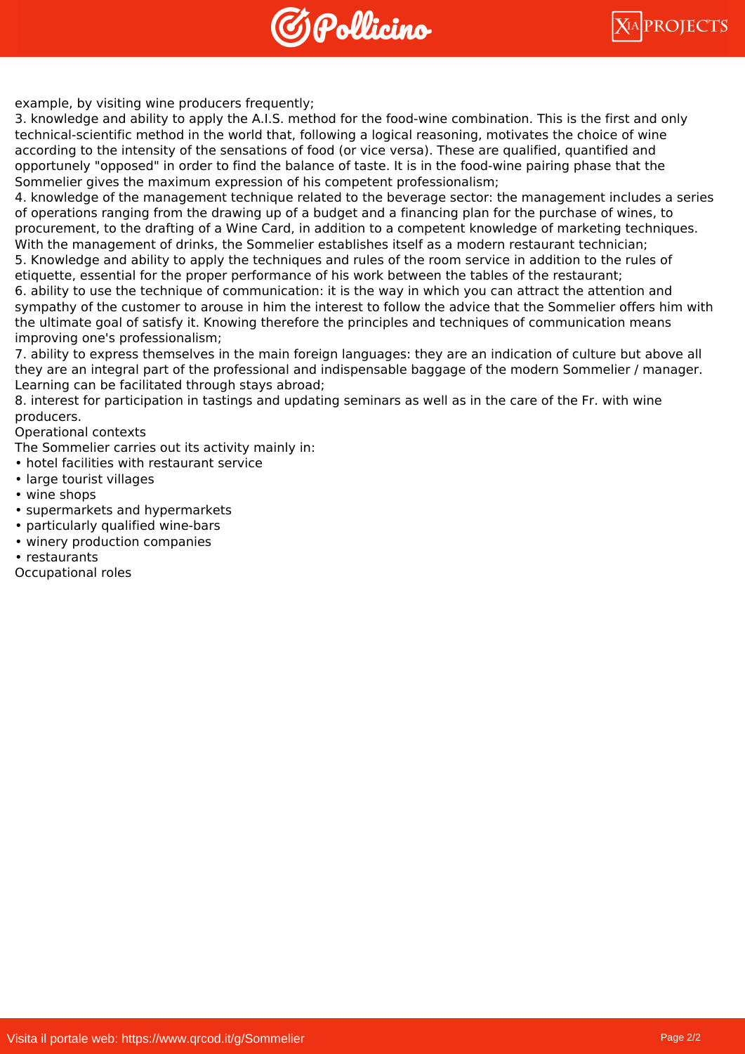example, by visiting wine producers frequently;

3. knowledge and ability to apply the A.I.S. method for the food-wine combination. This is the first and only technical-scientific method in the world that, following a logical reasoning, motivates the choice of wine according to the intensity of the sensations of food (or vice versa). These are qualified, quantified and opportunely "opposed" in order to find the balance of taste. It is in the food-wine pairing phase that the Sommelier gives the maximum expression of his competent professionalism;
4. knowledge of the management technique related to the beverage sector: the management includes a series of operations ranging from the drawing up of a budget and a financing plan for the purchase of wines, to procurement, to the drafting of a Wine Card, in addition to a competent knowledge of marketing techniques. With the management of drinks, the Sommelier establishes itself as a modern restaurant technician;
5. Knowledge and ability to apply the techniques and rules of the room service in addition to the rules of etiquette, essential for the proper performance of his work between the tables of the restaurant;
6. ability to use the technique of communication: it is the way in which you can attract the attention and sympathy of the customer to arouse in him the interest to follow the advice that the Sommelier offers him with the ultimate goal of satisfy it. Knowing therefore the principles and techniques of communication means improving one's professionalism;
7. ability to express themselves in the main foreign languages: they are an indication of culture but above all they are an integral part of the professional and indispensable baggage of the modern Sommelier / manager. Learning can be facilitated through stays abroad;
8. interest for participation in tastings and updating seminars as well as in the care of the Fr. with wine producers.

Operational contexts

The Sommelier carries out its activity mainly in:

- hotel facilities with restaurant service
- large tourist villages
- wine shops
- supermarkets and hypermarkets
- particularly qualified wine-bars
- winery production companies
- restaurants

Occupational roles